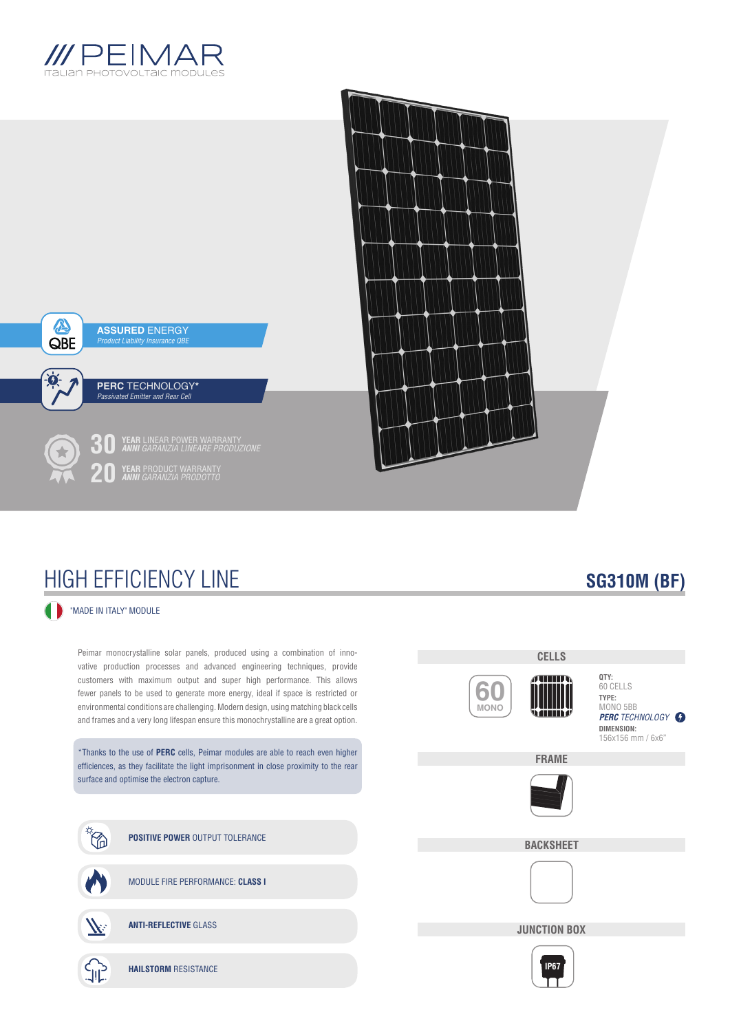# PEIMAR

Italian PHOTOVOLTAIC MODULES

**ASSURED** ENERGY
*Product Liability Insurance QBE*

**PERC** TECHNOLOGY*
*Passivated Emitter and Rear Cell*

**30** **YEAR** LINEAR POWER WARRANTY
***ANNI*** *GARANZIA LINEARE PRODUZIONE*

**20** **YEAR** PRODUCT WARRANTY
***ANNI*** *GARANZIA PRODOTTO*

# HIGH EFFICIENCY LINE

## SG310M (BF)

"MADE IN ITALY" MODULE

Peimar monocrystalline solar panels, produced using a combination of innovative production processes and advanced engineering techniques, provide customers with maximum output and super high performance. This allows fewer panels to be used to generate more energy, ideal if space is restricted or environmental conditions are challenging. Modern design, using matching black cells and frames and a very long lifespan ensure this monochrystalline are a great option.

*Thanks to the use of **PERC** cells, Peimar modules are able to reach even higher efficiencies, as they facilitate the light imprisonment in close proximity to the rear surface and optimise the electron capture.

- **POSITIVE POWER** OUTPUT TOLERANCE
- MODULE FIRE PERFORMANCE: **CLASS I**
- **ANTI-REFLECTIVE** GLASS
- **HAILSTORM** RESISTANCE

### CELLS

60 MONO

**QTY:** 60 CELLS
**TYPE:** MONO 5BB
***PERC*** *TECHNOLOGY*
**DIMENSION:** 156x156 mm / 6x6"

### FRAME

### BACKSHEET

### JUNCTION BOX

IP67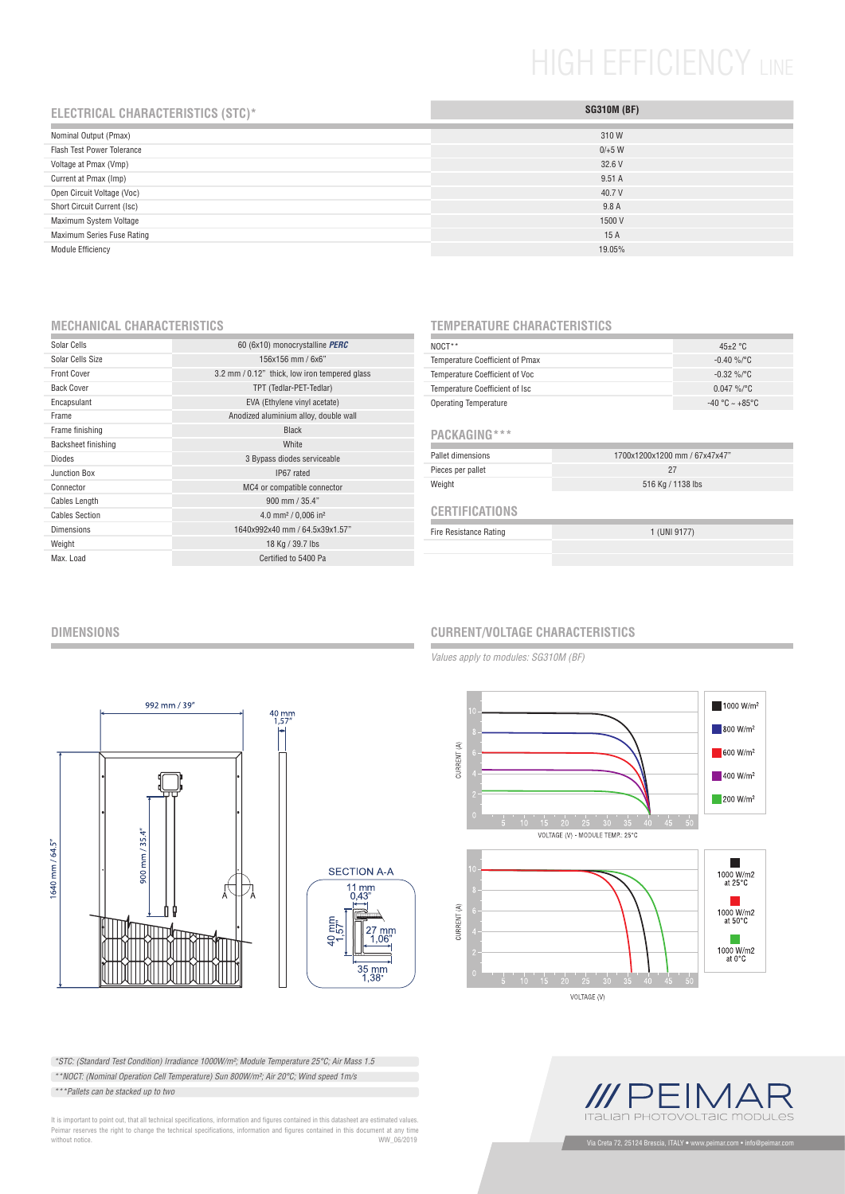# HIGH EFFICIENCY LINE

| ELECTRICAL CHARACTERISTICS (STC)* | SG310M (BF) |
|---|---|
| Nominal Output (Pmax) | 310 W |
| Flash Test Power Tolerance | 0/+5 W |
| Voltage at Pmax (Vmp) | 32.6 V |
| Current at Pmax (Imp) | 9.51 A |
| Open Circuit Voltage (Voc) | 40.7 V |
| Short Circuit Current (Isc) | 9.8 A |
| Maximum System Voltage | 1500 V |
| Maximum Series Fuse Rating | 15 A |
| Module Efficiency | 19.05% |

## MECHANICAL CHARACTERISTICS

| | |
|---|---|
| Solar Cells | 60 (6x10) monocrystalline ***PERC*** |
| Solar Cells Size | 156x156 mm / 6x6" |
| Front Cover | 3.2 mm / 0.12" thick, low iron tempered glass |
| Back Cover | TPT (Tedlar-PET-Tedlar) |
| Encapsulant | EVA (Ethylene vinyl acetate) |
| Frame | Anodized aluminium alloy, double wall |
| Frame finishing | Black |
| Backsheet finishing | White |
| Diodes | 3 Bypass diodes serviceable |
| Junction Box | IP67 rated |
| Connector | MC4 or compatible connector |
| Cables Length | 900 mm / 35.4" |
| Cables Section | 4.0 mm² / 0,006 in² |
| Dimensions | 1640x992x40 mm / 64.5x39x1.57" |
| Weight | 18 Kg / 39.7 lbs |
| Max. Load | Certified to 5400 Pa |

## TEMPERATURE CHARACTERISTICS

| | |
|---|---|
| NOCT** | 45±2 °C |
| Temperature Coefficient of Pmax | -0.40 %/°C |
| Temperature Coefficient of Voc | -0.32 %/°C |
| Temperature Coefficient of Isc | 0.047 %/°C |
| Operating Temperature | -40 °C ~ +85°C |

## PACKAGING***

| | |
|---|---|
| Pallet dimensions | 1700x1200x1200 mm / 67x47x47" |
| Pieces per pallet | 27 |
| Weight | 516 Kg / 1138 lbs |

## CERTIFICATIONS

| | |
|---|---|
| Fire Resistance Rating | 1 (UNI 9177) |

## DIMENSIONS

992 mm / 39"
40 mm 1,57"
1640 mm / 64.5"
900 mm / 35.4"
A A
SECTION A-A
11 mm 0,43"
40 mm 1,57"
27 mm 1,06"
35 mm 1,38"

## CURRENT/VOLTAGE CHARACTERISTICS

*Values apply to modules: SG310M (BF)*

CURRENT (A)
VOLTAGE (V) - MODULE TEMP.: 25°C
1000 W/m²
800 W/m²
600 W/m²
400 W/m²
200 W/m²

CURRENT (A)
VOLTAGE (V)
1000 W/m2 at 25°C
1000 W/m2 at 50°C
1000 W/m2 at 0°C

*\*STC: (Standard Test Condition) Irradiance 1000W/m²; Module Temperature 25°C; Air Mass 1.5*

*\*\*NOCT: (Nominal Operation Cell Temperature) Sun 800W/m²; Air 20°C; Wind speed 1m/s*

*\*\*\*Pallets can be stacked up to two*

It is important to point out, that all technical specifications, information and figures contained in this datasheet are estimated values. Peimar reserves the right to change the technical specifications, information and figures contained in this document at any time without notice. WW_06/2019

/// PEIMAR
ITALIAN PHOTOVOLTAIC MODULES

Via Creta 72, 25124 Brescia, ITALY • www.peimar.com • info@peimar.com